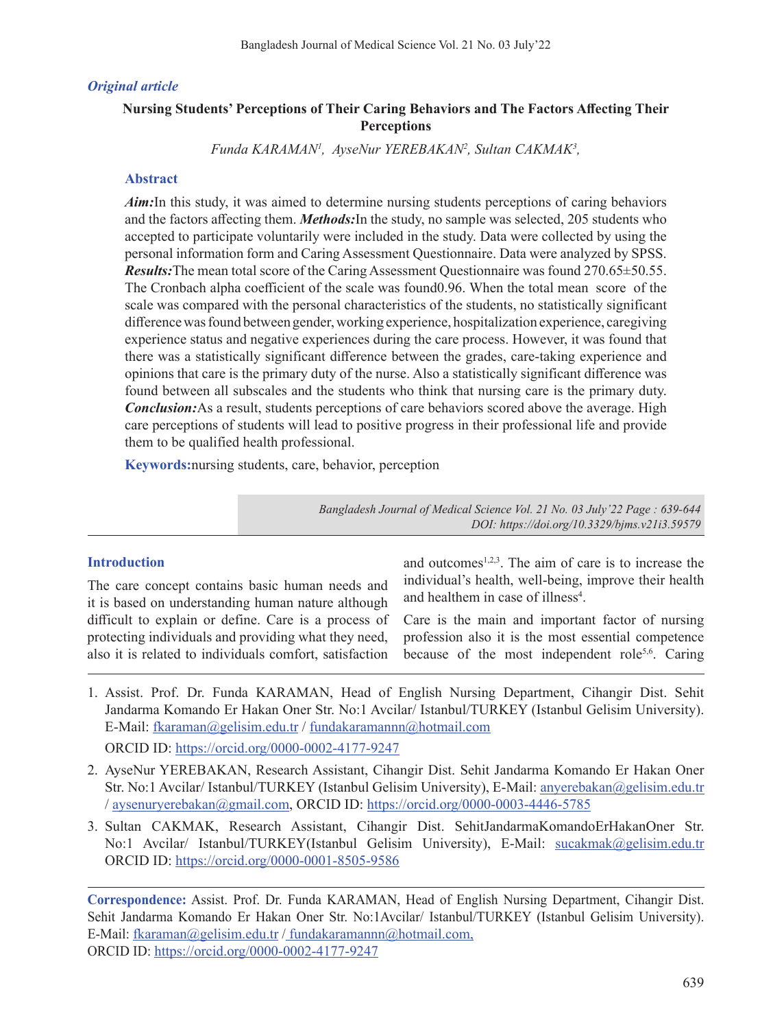*Original article*

# Nursing Students' Perceptions of Their Caring Behaviors and The Factors Affecting Their Perceptions

*Funda KARAMAN[1], AyseNur YEREBAKAN[2], Sultan CAKMAK[3],*

## Abstract

***Aim:***In this study, it was aimed to determine nursing students perceptions of caring behaviors and the factors affecting them. ***Methods:***In the study, no sample was selected, 205 students who accepted to participate voluntarily were included in the study. Data were collected by using the personal information form and Caring Assessment Questionnaire. Data were analyzed by SPSS. ***Results:***The mean total score of the Caring Assessment Questionnaire was found 270.65±50.55. The Cronbach alpha coefficient of the scale was found0.96. When the total mean score of the scale was compared with the personal characteristics of the students, no statistically significant difference was found between gender, working experience, hospitalization experience, caregiving experience status and negative experiences during the care process. However, it was found that there was a statistically significant difference between the grades, care-taking experience and opinions that care is the primary duty of the nurse. Also a statistically significant difference was found between all subscales and the students who think that nursing care is the primary duty. ***Conclusion:***As a result, students perceptions of care behaviors scored above the average. High care perceptions of students will lead to positive progress in their professional life and provide them to be qualified health professional.

**Keywords:**nursing students, care, behavior, perception

*DOI: https://doi.org/10.3329/bjms.v21i3.59579*

## Introduction

The care concept contains basic human needs and it is based on understanding human nature although difficult to explain or define. Care is a process of protecting individuals and providing what they need, also it is related to individuals comfort, satisfaction and outcomes[1,2,3]. The aim of care is to increase the individual's health, well-being, improve their health and healthem in case of illness[4].

Care is the main and important factor of nursing profession also it is the most essential competence because of the most independent role[5,6]. Caring

1. Assist. Prof. Dr. Funda KARAMAN, Head of English Nursing Department, Cihangir Dist. Sehit Jandarma Komando Er Hakan Oner Str. No:1 Avcilar/ Istanbul/TURKEY (Istanbul Gelisim University). E-Mail: fkaraman@gelisim.edu.tr / fundakaramannn@hotmail.com
   ORCID ID: https://orcid.org/0000-0002-4177-9247
2. AyseNur YEREBAKAN, Research Assistant, Cihangir Dist. Sehit Jandarma Komando Er Hakan Oner Str. No:1 Avcilar/ Istanbul/TURKEY (Istanbul Gelisim University), E-Mail: anyerebakan@gelisim.edu.tr / aysenuryerebakan@gmail.com, ORCID ID: https://orcid.org/0000-0003-4446-5785
3. Sultan CAKMAK, Research Assistant, Cihangir Dist. SehitJandarmaKomandoErHakanOner Str. No:1 Avcilar/ Istanbul/TURKEY(Istanbul Gelisim University), E-Mail: sucakmak@gelisim.edu.tr ORCID ID: https://orcid.org/0000-0001-8505-9586

**Correspondence:** Assist. Prof. Dr. Funda KARAMAN, Head of English Nursing Department, Cihangir Dist. Sehit Jandarma Komando Er Hakan Oner Str. No:1Avcilar/ Istanbul/TURKEY (Istanbul Gelisim University). E-Mail: fkaraman@gelisim.edu.tr / fundakaramannn@hotmail.com,
ORCID ID: https://orcid.org/0000-0002-4177-9247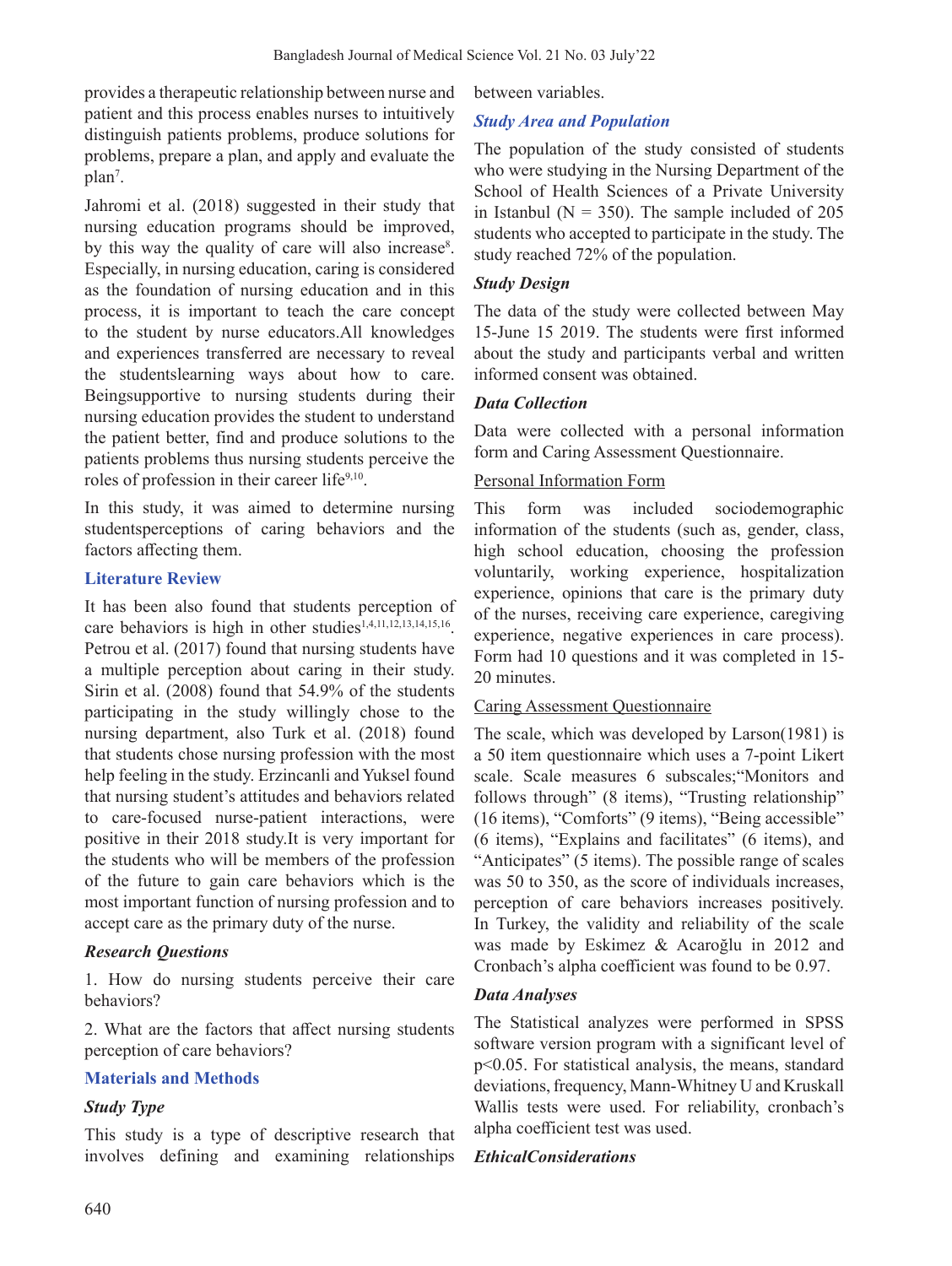provides a therapeutic relationship between nurse and patient and this process enables nurses to intuitively distinguish patients problems, produce solutions for problems, prepare a plan, and apply and evaluate the plan[7].

Jahromi et al. (2018) suggested in their study that nursing education programs should be improved, by this way the quality of care will also increase[8]. Especially, in nursing education, caring is considered as the foundation of nursing education and in this process, it is important to teach the care concept to the student by nurse educators.All knowledges and experiences transferred are necessary to reveal the studentslearning ways about how to care. Beingsupportive to nursing students during their nursing education provides the student to understand the patient better, find and produce solutions to the patients problems thus nursing students perceive the roles of profession in their career life[9,10].

In this study, it was aimed to determine nursing studentsperceptions of caring behaviors and the factors affecting them.

## Literature Review

It has been also found that students perception of care behaviors is high in other studies[1,4,11,12,13,14,15,16]. Petrou et al. (2017) found that nursing students have a multiple perception about caring in their study. Sirin et al. (2008) found that 54.9% of the students participating in the study willingly chose to the nursing department, also Turk et al. (2018) found that students chose nursing profession with the most help feeling in the study. Erzincanli and Yuksel found that nursing student's attitudes and behaviors related to care-focused nurse-patient interactions, were positive in their 2018 study.It is very important for the students who will be members of the profession of the future to gain care behaviors which is the most important function of nursing profession and to accept care as the primary duty of the nurse.

### *Research Questions*

1. How do nursing students perceive their care behaviors?

2. What are the factors that affect nursing students perception of care behaviors?

## Materials and Methods

### *Study Type*

This study is a type of descriptive research that involves defining and examining relationships between variables.

### *Study Area and Population*

The population of the study consisted of students who were studying in the Nursing Department of the School of Health Sciences of a Private University in Istanbul (N = 350). The sample included of 205 students who accepted to participate in the study. The study reached 72% of the population.

### *Study Design*

The data of the study were collected between May 15-June 15 2019. The students were first informed about the study and participants verbal and written informed consent was obtained.

### *Data Collection*

Data were collected with a personal information form and Caring Assessment Questionnaire.

Personal Information Form

This form was included sociodemographic information of the students (such as, gender, class, high school education, choosing the profession voluntarily, working experience, hospitalization experience, opinions that care is the primary duty of the nurses, receiving care experience, caregiving experience, negative experiences in care process). Form had 10 questions and it was completed in 15-20 minutes.

Caring Assessment Questionnaire

The scale, which was developed by Larson(1981) is a 50 item questionnaire which uses a 7-point Likert scale. Scale measures 6 subscales;"Monitors and follows through" (8 items), "Trusting relationship" (16 items), "Comforts" (9 items), "Being accessible" (6 items), "Explains and facilitates" (6 items), and "Anticipates" (5 items). The possible range of scales was 50 to 350, as the score of individuals increases, perception of care behaviors increases positively. In Turkey, the validity and reliability of the scale was made by Eskimez & Acaroğlu in 2012 and Cronbach's alpha coefficient was found to be 0.97.

### *Data Analyses*

The Statistical analyzes were performed in SPSS software version program with a significant level of $p<0.05$. For statistical analysis, the means, standard deviations, frequency, Mann-Whitney U and Kruskall Wallis tests were used. For reliability, cronbach's alpha coefficient test was used.

### *EthicalConsiderations*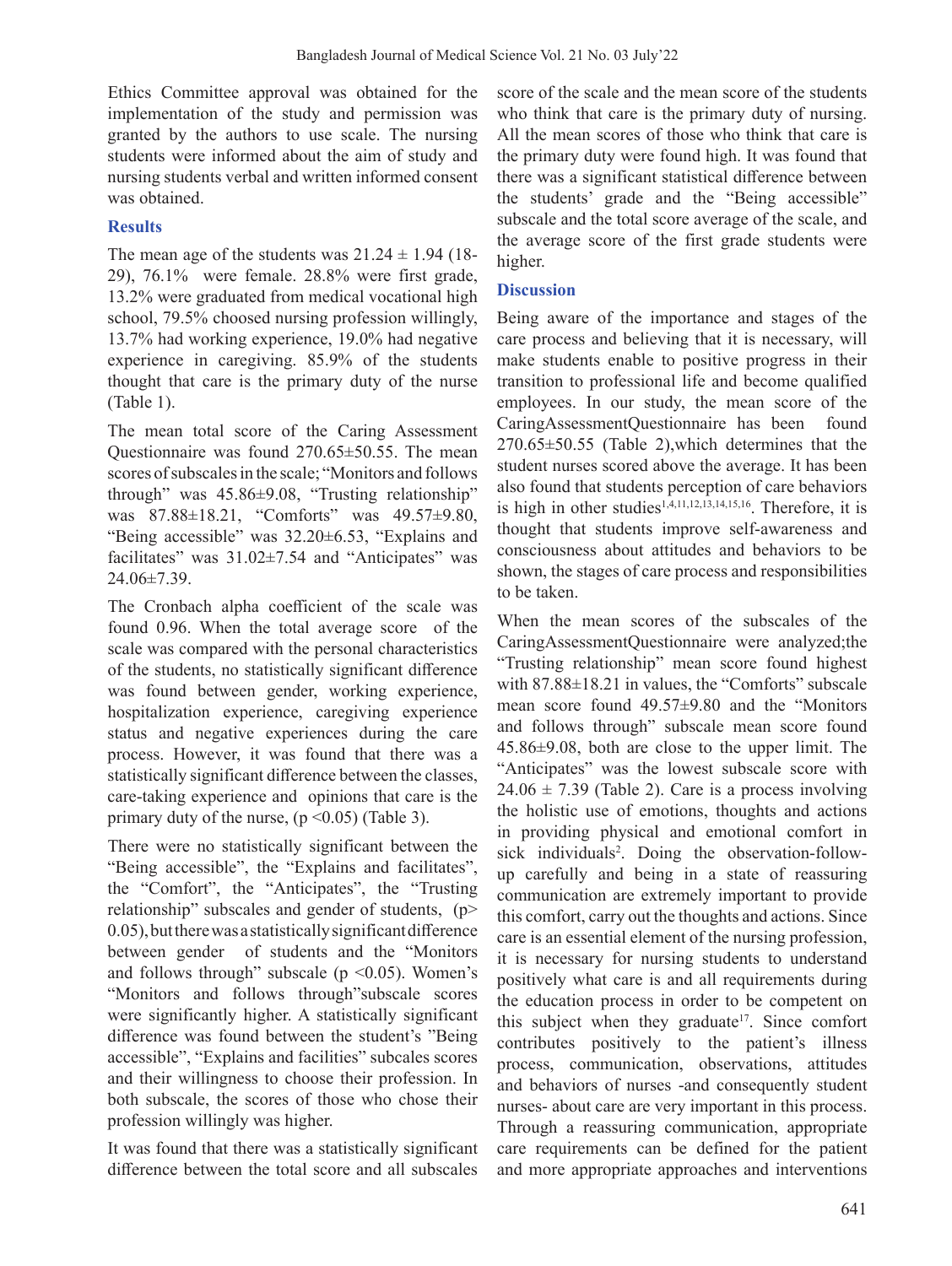Ethics Committee approval was obtained for the implementation of the study and permission was granted by the authors to use scale. The nursing students were informed about the aim of study and nursing students verbal and written informed consent was obtained.

## Results

The mean age of the students was 21.24 ± 1.94 (18-29), 76.1% were female. 28.8% were first grade, 13.2% were graduated from medical vocational high school, 79.5% choosed nursing profession willingly, 13.7% had working experience, 19.0% had negative experience in caregiving. 85.9% of the students thought that care is the primary duty of the nurse (Table 1).

The mean total score of the Caring Assessment Questionnaire was found 270.65±50.55. The mean scores of subscales in the scale; "Monitors and follows through" was 45.86±9.08, "Trusting relationship" was 87.88±18.21, "Comforts" was 49.57±9.80, "Being accessible" was 32.20±6.53, "Explains and facilitates" was 31.02±7.54 and "Anticipates" was 24.06±7.39.

The Cronbach alpha coefficient of the scale was found 0.96. When the total average score of the scale was compared with the personal characteristics of the students, no statistically significant difference was found between gender, working experience, hospitalization experience, caregiving experience status and negative experiences during the care process. However, it was found that there was a statistically significant difference between the classes, care-taking experience and opinions that care is the primary duty of the nurse, ($p < 0.05$) (Table 3).

There were no statistically significant between the "Being accessible", the "Explains and facilitates", the "Comfort", the "Anticipates", the "Trusting relationship" subscales and gender of students, ($p > 0.05$), but there was a statistically significant difference between gender of students and the "Monitors and follows through" subscale ($p < 0.05$). Women's "Monitors and follows through"subscale scores were significantly higher. A statistically significant difference was found between the student's "Being accessible", "Explains and facilities" subcales scores and their willingness to choose their profession. In both subscale, the scores of those who chose their profession willingly was higher.

It was found that there was a statistically significant difference between the total score and all subscales score of the scale and the mean score of the students who think that care is the primary duty of nursing. All the mean scores of those who think that care is the primary duty were found high. It was found that there was a significant statistical difference between the students' grade and the "Being accessible" subscale and the total score average of the scale, and the average score of the first grade students were higher.

## Discussion

Being aware of the importance and stages of the care process and believing that it is necessary, will make students enable to positive progress in their transition to professional life and become qualified employees. In our study, the mean score of the CaringAssessmentQuestionnaire has been found 270.65±50.55 (Table 2),which determines that the student nurses scored above the average. It has been also found that students perception of care behaviors is high in other studies[1,4,11,12,13,14,15,16]. Therefore, it is thought that students improve self-awareness and consciousness about attitudes and behaviors to be shown, the stages of care process and responsibilities to be taken.

When the mean scores of the subscales of the CaringAssessmentQuestionnaire were analyzed;the "Trusting relationship" mean score found highest with 87.88±18.21 in values, the "Comforts" subscale mean score found 49.57±9.80 and the "Monitors and follows through" subscale mean score found 45.86±9.08, both are close to the upper limit. The "Anticipates" was the lowest subscale score with 24.06 ± 7.39 (Table 2). Care is a process involving the holistic use of emotions, thoughts and actions in providing physical and emotional comfort in sick individuals[2]. Doing the observation-follow-up carefully and being in a state of reassuring communication are extremely important to provide this comfort, carry out the thoughts and actions. Since care is an essential element of the nursing profession, it is necessary for nursing students to understand positively what care is and all requirements during the education process in order to be competent on this subject when they graduate[17]. Since comfort contributes positively to the patient's illness process, communication, observations, attitudes and behaviors of nurses -and consequently student nurses- about care are very important in this process. Through a reassuring communication, appropriate care requirements can be defined for the patient and more appropriate approaches and interventions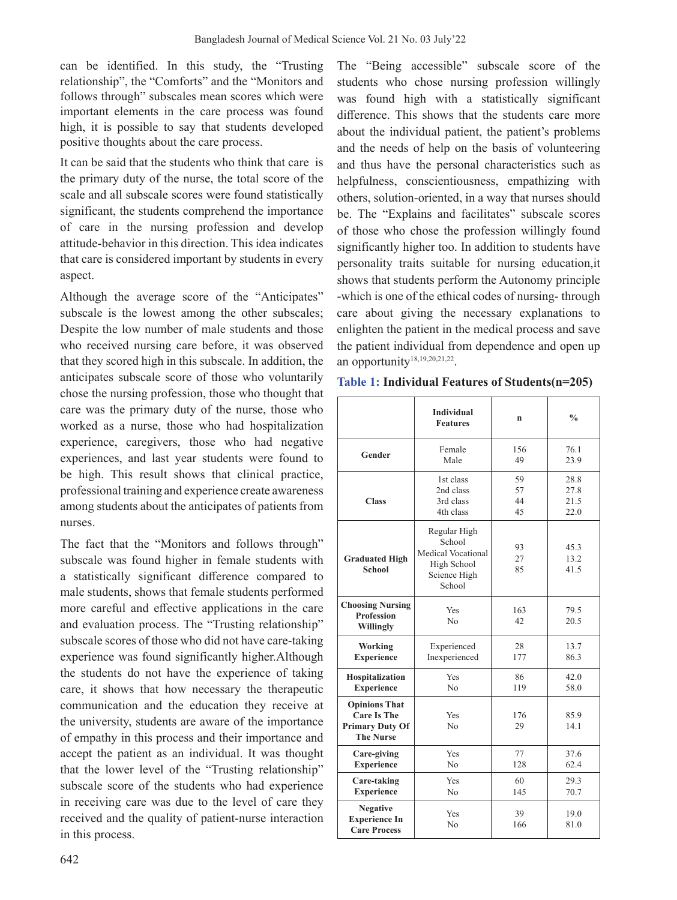can be identified. In this study, the "Trusting relationship", the "Comforts" and the "Monitors and follows through" subscales mean scores which were important elements in the care process was found high, it is possible to say that students developed positive thoughts about the care process.

It can be said that the students who think that care is the primary duty of the nurse, the total score of the scale and all subscale scores were found statistically significant, the students comprehend the importance of care in the nursing profession and develop attitude-behavior in this direction. This idea indicates that care is considered important by students in every aspect.

Although the average score of the "Anticipates" subscale is the lowest among the other subscales; Despite the low number of male students and those who received nursing care before, it was observed that they scored high in this subscale. In addition, the anticipates subscale score of those who voluntarily chose the nursing profession, those who thought that care was the primary duty of the nurse, those who worked as a nurse, those who had hospitalization experience, caregivers, those who had negative experiences, and last year students were found to be high. This result shows that clinical practice, professional training and experience create awareness among students about the anticipates of patients from nurses.

The fact that the "Monitors and follows through" subscale was found higher in female students with a statistically significant difference compared to male students, shows that female students performed more careful and effective applications in the care and evaluation process. The "Trusting relationship" subscale scores of those who did not have care-taking experience was found significantly higher.Although the students do not have the experience of taking care, it shows that how necessary the therapeutic communication and the education they receive at the university, students are aware of the importance of empathy in this process and their importance and accept the patient as an individual. It was thought that the lower level of the "Trusting relationship" subscale score of the students who had experience in receiving care was due to the level of care they received and the quality of patient-nurse interaction in this process.

The "Being accessible" subscale score of the students who chose nursing profession willingly was found high with a statistically significant difference. This shows that the students care more about the individual patient, the patient's problems and the needs of help on the basis of volunteering and thus have the personal characteristics such as helpfulness, conscientiousness, empathizing with others, solution-oriented, in a way that nurses should be. The "Explains and facilitates" subscale scores of those who chose the profession willingly found significantly higher too. In addition to students have personality traits suitable for nursing education,it shows that students perform the Autonomy principle -which is one of the ethical codes of nursing- through care about giving the necessary explanations to enlighten the patient in the medical process and save the patient individual from dependence and open up an opportunity[18,19,20,21,22].

**Table 1: Individual Features of Students(n=205)**

| | Individual Features | n | % |
|---|---|---|---|
| **Gender** | Female<br>Male | 156<br>49 | 76.1<br>23.9 |
| **Class** | 1st class<br>2nd class<br>3rd class<br>4th class | 59<br>57<br>44<br>45 | 28.8<br>27.8<br>21.5<br>22.0 |
| **Graduated High School** | Regular High School<br>Medical Vocational High School<br>Science High School | 93<br>27<br>85 | 45.3<br>13.2<br>41.5 |
| **Choosing Nursing Profession Willingly** | Yes<br>No | 163<br>42 | 79.5<br>20.5 |
| **Working Experience** | Experienced<br>Inexperienced | 28<br>177 | 13.7<br>86.3 |
| **Hospitalization Experience** | Yes<br>No | 86<br>119 | 42.0<br>58.0 |
| **Opinions That Care Is The Primary Duty Of The Nurse** | Yes<br>No | 176<br>29 | 85.9<br>14.1 |
| **Care-giving Experience** | Yes<br>No | 77<br>128 | 37.6<br>62.4 |
| **Care-taking Experience** | Yes<br>No | 60<br>145 | 29.3<br>70.7 |
| **Negative Experience In Care Process** | Yes<br>No | 39<br>166 | 19.0<br>81.0 |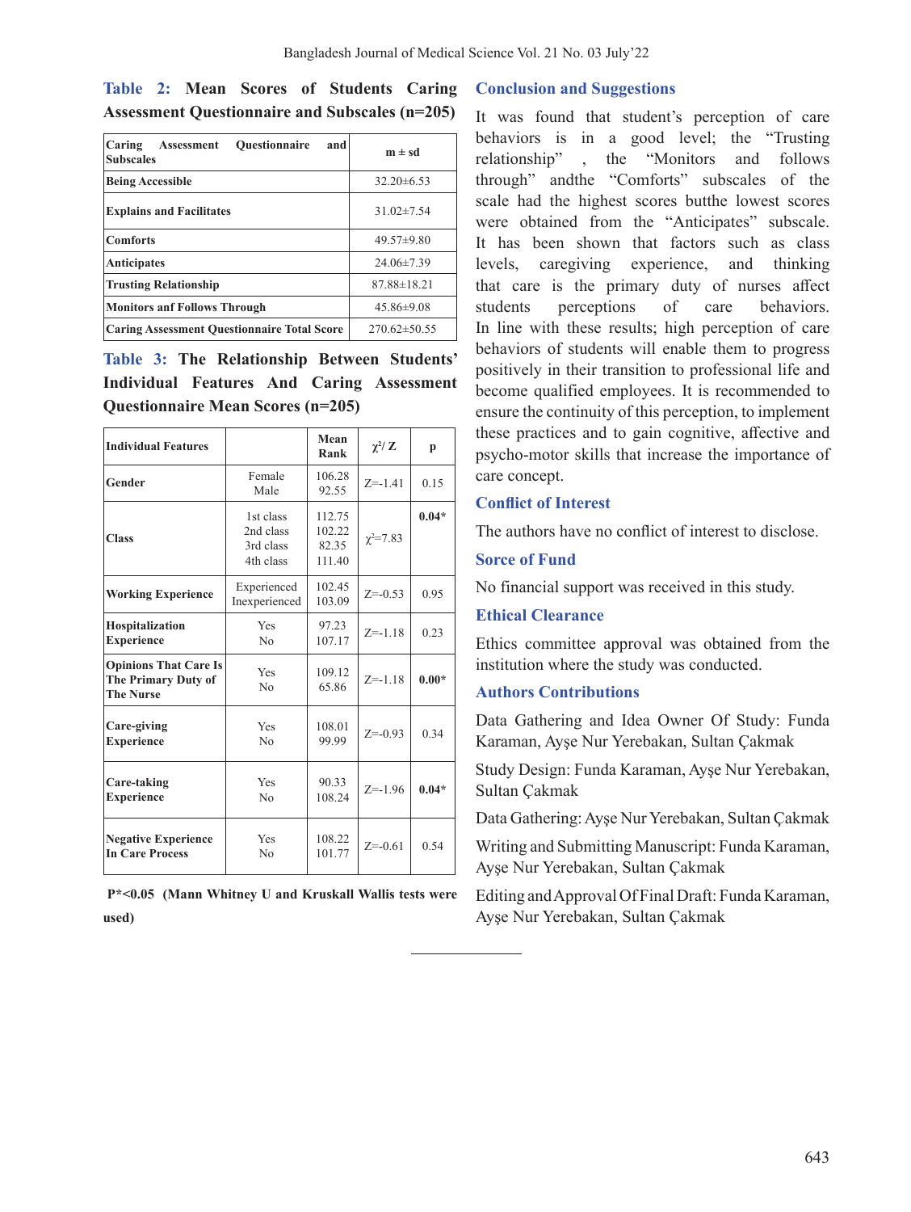**Table 2: Mean Scores of Students Caring Assessment Questionnaire and Subscales (n=205)**

| Caring Assessment Questionnaire and Subscales | m ± sd |
|---|---|
| **Being Accessible** | 32.20±6.53 |
| **Explains and Facilitates** | 31.02±7.54 |
| **Comforts** | 49.57±9.80 |
| **Anticipates** | 24.06±7.39 |
| **Trusting Relationship** | 87.88±18.21 |
| **Monitors anf Follows Through** | 45.86±9.08 |
| **Caring Assessment Questionnaire Total Score** | 270.62±50.55 |

**Table 3: The Relationship Between Students' Individual Features And Caring Assessment Questionnaire Mean Scores (n=205)**

| Individual Features | | Mean Rank | $\chi^2$/ Z | p |
|---|---|---|---|---|
| **Gender** | Female<br>Male | 106.28<br>92.55 | Z=-1.41 | 0.15 |
| **Class** | 1st class<br>2nd class<br>3rd class<br>4th class | 112.75<br>102.22<br>82.35<br>111.40 | $\chi^2$=7.83 | **0.04*** |
| **Working Experience** | Experienced<br>Inexperienced | 102.45<br>103.09 | Z=-0.53 | 0.95 |
| **Hospitalization Experience** | Yes<br>No | 97.23<br>107.17 | Z=-1.18 | 0.23 |
| **Opinions That Care Is The Primary Duty of The Nurse** | Yes<br>No | 109.12<br>65.86 | Z=-1.18 | **0.00*** |
| **Care-giving Experience** | Yes<br>No | 108.01<br>99.99 | Z=-0.93 | 0.34 |
| **Care-taking Experience** | Yes<br>No | 90.33<br>108.24 | Z=-1.96 | **0.04*** |
| **Negative Experience In Care Process** | Yes<br>No | 108.22<br>101.77 | Z=-0.61 | 0.54 |

**P*<0.05 (Mann Whitney U and Kruskall Wallis tests were used)**

## Conclusion and Suggestions

It was found that student's perception of care behaviors is in a good level; the "Trusting relationship" , the "Monitors and follows through" andthe "Comforts" subscales of the scale had the highest scores butthe lowest scores were obtained from the "Anticipates" subscale. It has been shown that factors such as class levels, caregiving experience, and thinking that care is the primary duty of nurses affect students perceptions of care behaviors. In line with these results; high perception of care behaviors of students will enable them to progress positively in their transition to professional life and become qualified employees. It is recommended to ensure the continuity of this perception, to implement these practices and to gain cognitive, affective and psycho-motor skills that increase the importance of care concept.

## Conflict of Interest

The authors have no conflict of interest to disclose.

## Sorce of Fund

No financial support was received in this study.

## Ethical Clearance

Ethics committee approval was obtained from the institution where the study was conducted.

## Authors Contributions

Data Gathering and Idea Owner Of Study: Funda Karaman, Ayşe Nur Yerebakan, Sultan Çakmak

Study Design: Funda Karaman, Ayşe Nur Yerebakan, Sultan Çakmak

Data Gathering: Ayşe Nur Yerebakan, Sultan Çakmak

Writing and Submitting Manuscript: Funda Karaman, Ayşe Nur Yerebakan, Sultan Çakmak

Editing and Approval Of Final Draft: Funda Karaman, Ayşe Nur Yerebakan, Sultan Çakmak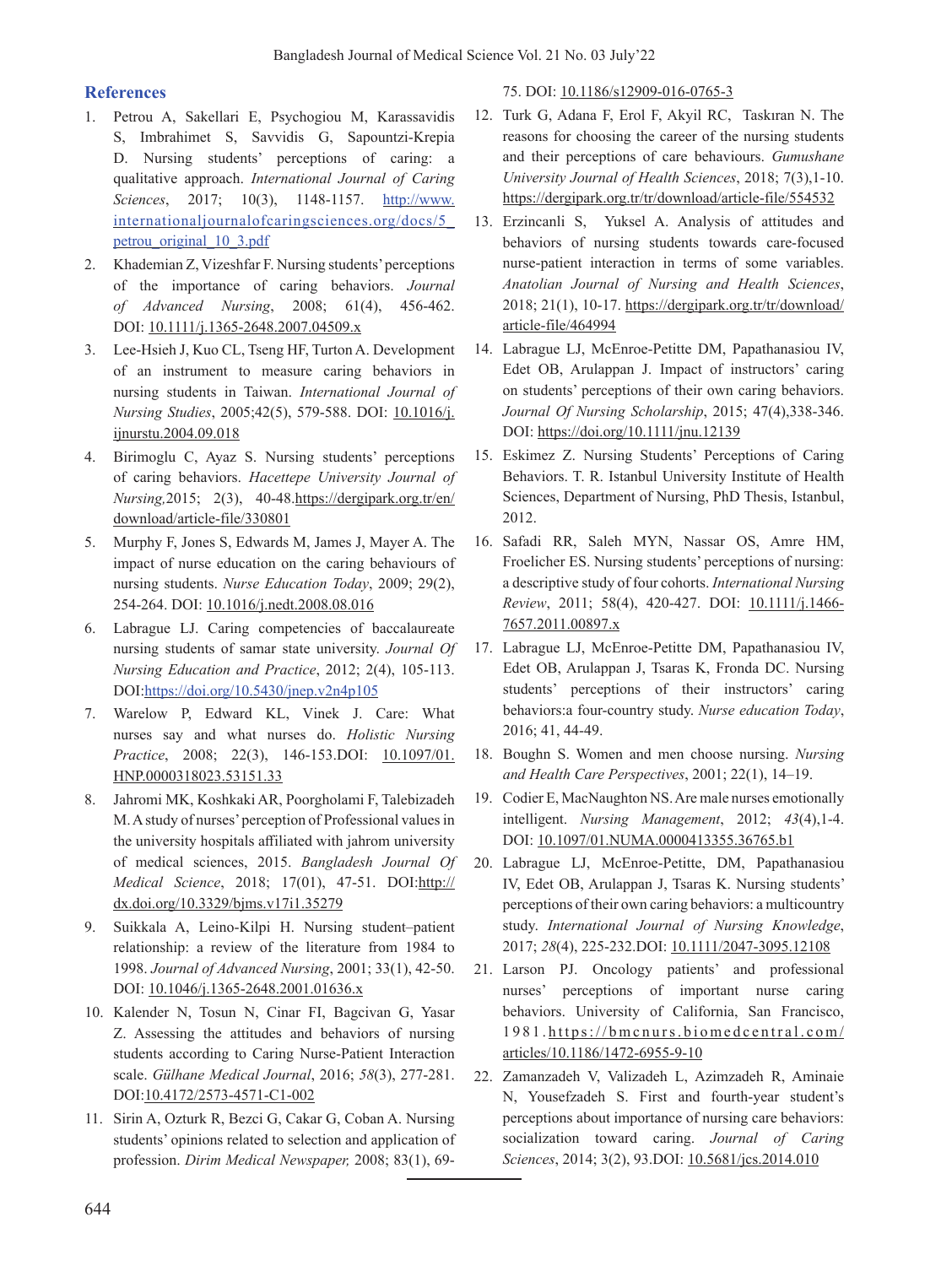## References

1. Petrou A, Sakellari E, Psychogiou M, Karassavidis S, Imbrahimet S, Savvidis G, Sapountzi-Krepia D. Nursing students' perceptions of caring: a qualitative approach. *International Journal of Caring Sciences*, 2017; 10(3), 1148-1157. http://www.internationaljournalofcaringsciences.org/docs/5_petrou_original_10_3.pdf
2. Khademian Z, Vizeshfar F. Nursing students' perceptions of the importance of caring behaviors. *Journal of Advanced Nursing*, 2008; 61(4), 456-462. DOI: 10.1111/j.1365-2648.2007.04509.x
3. Lee-Hsieh J, Kuo CL, Tseng HF, Turton A. Development of an instrument to measure caring behaviors in nursing students in Taiwan. *International Journal of Nursing Studies*, 2005;42(5), 579-588. DOI: 10.1016/j.ijnurstu.2004.09.018
4. Birimoglu C, Ayaz S. Nursing students' perceptions of caring behaviors. *Hacettepe University Journal of Nursing,*2015; 2(3), 40-48.https://dergipark.org.tr/en/download/article-file/330801
5. Murphy F, Jones S, Edwards M, James J, Mayer A. The impact of nurse education on the caring behaviours of nursing students. *Nurse Education Today*, 2009; 29(2), 254-264. DOI: 10.1016/j.nedt.2008.08.016
6. Labrague LJ. Caring competencies of baccalaureate nursing students of samar state university. *Journal Of Nursing Education and Practice*, 2012; 2(4), 105-113. DOI:https://doi.org/10.5430/jnep.v2n4p105
7. Warelow P, Edward KL, Vinek J. Care: What nurses say and what nurses do. *Holistic Nursing Practice*, 2008; 22(3), 146-153.DOI: 10.1097/01.HNP.0000318023.53151.33
8. Jahromi MK, Koshkaki AR, Poorgholami F, Talebizadeh M. A study of nurses' perception of Professional values in the university hospitals affiliated with jahrom university of medical sciences, 2015. *Bangladesh Journal Of Medical Science*, 2018; 17(01), 47-51. DOI:http://dx.doi.org/10.3329/bjms.v17i1.35279
9. Suikkala A, Leino-Kilpi H. Nursing student–patient relationship: a review of the literature from 1984 to 1998. *Journal of Advanced Nursing*, 2001; 33(1), 42-50. DOI: 10.1046/j.1365-2648.2001.01636.x
10. Kalender N, Tosun N, Cinar FI, Bagcivan G, Yasar Z. Assessing the attitudes and behaviors of nursing students according to Caring Nurse-Patient Interaction scale. *Gülhane Medical Journal*, 2016; *58*(3), 277-281. DOI:10.4172/2573-4571-C1-002
11. Sirin A, Ozturk R, Bezci G, Cakar G, Coban A. Nursing students' opinions related to selection and application of profession. *Dirim Medical Newspaper,* 2008; 83(1), 69-75. DOI: 10.1186/s12909-016-0765-3
12. Turk G, Adana F, Erol F, Akyil RC, Taskıran N. The reasons for choosing the career of the nursing students and their perceptions of care behaviours. *Gumushane University Journal of Health Sciences*, 2018; 7(3),1-10. https://dergipark.org.tr/tr/download/article-file/554532
13. Erzincanli S, Yuksel A. Analysis of attitudes and behaviors of nursing students towards care-focused nurse-patient interaction in terms of some variables. *Anatolian Journal of Nursing and Health Sciences*, 2018; 21(1), 10-17. https://dergipark.org.tr/tr/download/article-file/464994
14. Labrague LJ, McEnroe-Petitte DM, Papathanasiou IV, Edet OB, Arulappan J. Impact of instructors' caring on students' perceptions of their own caring behaviors. *Journal Of Nursing Scholarship*, 2015; 47(4),338-346. DOI: https://doi.org/10.1111/jnu.12139
15. Eskimez Z. Nursing Students' Perceptions of Caring Behaviors. T. R. Istanbul University Institute of Health Sciences, Department of Nursing, PhD Thesis, Istanbul, 2012.
16. Safadi RR, Saleh MYN, Nassar OS, Amre HM, Froelicher ES. Nursing students' perceptions of nursing: a descriptive study of four cohorts. *International Nursing Review*, 2011; 58(4), 420-427. DOI: 10.1111/j.1466-7657.2011.00897.x
17. Labrague LJ, McEnroe-Petitte DM, Papathanasiou IV, Edet OB, Arulappan J, Tsaras K, Fronda DC. Nursing students' perceptions of their instructors' caring behaviors:a four-country study. *Nurse education Today*, 2016; 41, 44-49.
18. Boughn S. Women and men choose nursing. *Nursing and Health Care Perspectives*, 2001; 22(1), 14–19.
19. Codier E, MacNaughton NS. Are male nurses emotionally intelligent. *Nursing Management*, 2012; *43*(4),1-4. DOI: 10.1097/01.NUMA.0000413355.36765.b1
20. Labrague LJ, McEnroe-Petitte, DM, Papathanasiou IV, Edet OB, Arulappan J, Tsaras K. Nursing students' perceptions of their own caring behaviors: a multicountry study. *International Journal of Nursing Knowledge*, 2017; *28*(4), 225-232.DOI: 10.1111/2047-3095.12108
21. Larson PJ. Oncology patients' and professional nurses' perceptions of important nurse caring behaviors. University of California, San Francisco, 1981.https://bmcnurs.biomedcentral.com/articles/10.1186/1472-6955-9-10
22. Zamanzadeh V, Valizadeh L, Azimzadeh R, Aminaie N, Yousefzadeh S. First and fourth-year student's perceptions about importance of nursing care behaviors: socialization toward caring. *Journal of Caring Sciences*, 2014; 3(2), 93.DOI: 10.5681/jcs.2014.010